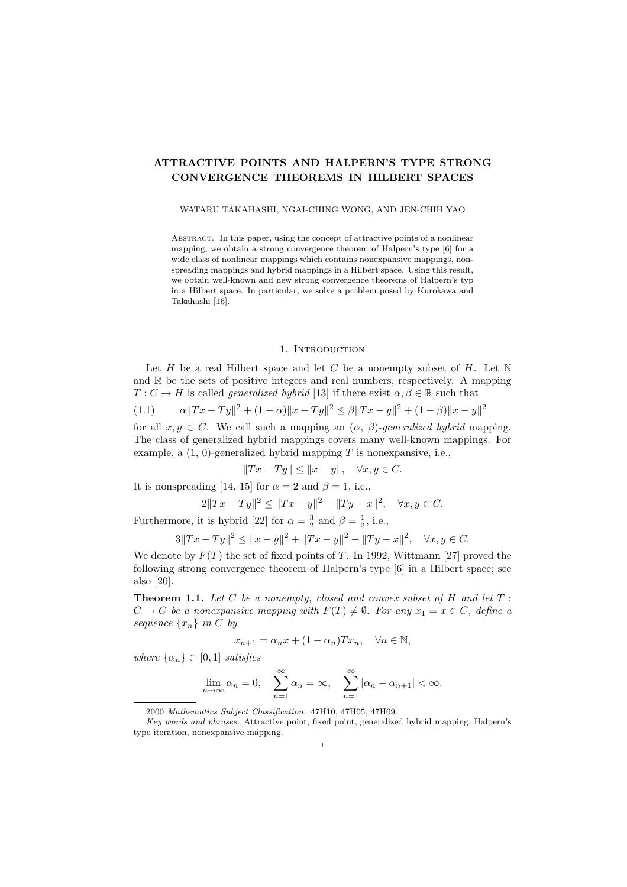# ATTRACTIVE POINTS AND HALPERN'S TYPE STRONG CONVERGENCE THEOREMS IN HILBERT SPACES

WATARU TAKAHASHI, NGAI-CHING WONG, AND JEN-CHIH YAO

Abstract. In this paper, using the concept of attractive points of a nonlinear mapping, we obtain a strong convergence theorem of Halpern's type [6] for a wide class of nonlinear mappings which contains nonexpansive mappings, nonspreading mappings and hybrid mappings in a Hilbert space. Using this result, we obtain well-known and new strong convergence theorems of Halpern's typ in a Hilbert space. In particular, we solve a problem posed by Kurokawa and Takahashi [16].

## 1. Introduction

Let $H$ be a real Hilbert space and let $C$ be a nonempty subset of $H$. Let $\mathbb{N}$ and $\mathbb{R}$ be the sets of positive integers and real numbers, respectively. A mapping $T : C \to H$ is called *generalized hybrid* [13] if there exist $\alpha, \beta \in \mathbb{R}$ such that

$$\alpha\|Tx - Ty\|^2 + (1-\alpha)\|x - Ty\|^2 \leq \beta\|Tx - y\|^2 + (1-\beta)\|x - y\|^2 \tag{1.1}$$

for all $x, y \in C$. We call such a mapping an ($\alpha$, $\beta$)-*generalized hybrid* mapping. The class of generalized hybrid mappings covers many well-known mappings. For example, a (1, 0)-generalized hybrid mapping $T$ is nonexpansive, i.e.,

$$\|Tx - Ty\| \leq \|x - y\|, \quad \forall x, y \in C.$$

It is nonspreading [14, 15] for $\alpha = 2$ and $\beta = 1$, i.e.,

$$2\|Tx - Ty\|^2 \leq \|Tx - y\|^2 + \|Ty - x\|^2, \quad \forall x, y \in C.$$

Furthermore, it is hybrid [22] for $\alpha = \frac{3}{2}$ and $\beta = \frac{1}{2}$, i.e.,

$$3\|Tx - Ty\|^2 \leq \|x - y\|^2 + \|Tx - y\|^2 + \|Ty - x\|^2, \quad \forall x, y \in C.$$

We denote by $F(T)$ the set of fixed points of $T$. In 1992, Wittmann [27] proved the following strong convergence theorem of Halpern's type [6] in a Hilbert space; see also [20].

**Theorem 1.1.** *Let $C$ be a nonempty, closed and convex subset of $H$ and let $T : C \to C$ be a nonexpansive mapping with $F(T) \neq \emptyset$. For any $x_1 = x \in C$, define a sequence $\{x_n\}$ in $C$ by*

$$x_{n+1} = \alpha_n x + (1 - \alpha_n)Tx_n, \quad \forall n \in \mathbb{N},$$

*where $\{\alpha_n\} \subset [0, 1]$ satisfies*

$$\lim_{n\to\infty} \alpha_n = 0, \quad \sum_{n=1}^{\infty} \alpha_n = \infty, \quad \sum_{n=1}^{\infty} |\alpha_n - \alpha_{n+1}| < \infty.$$

2000 *Mathematics Subject Classification.* 47H10, 47H05, 47H09.

*Key words and phrases.* Attractive point, fixed point, generalized hybrid mapping, Halpern's type iteration, nonexpansive mapping.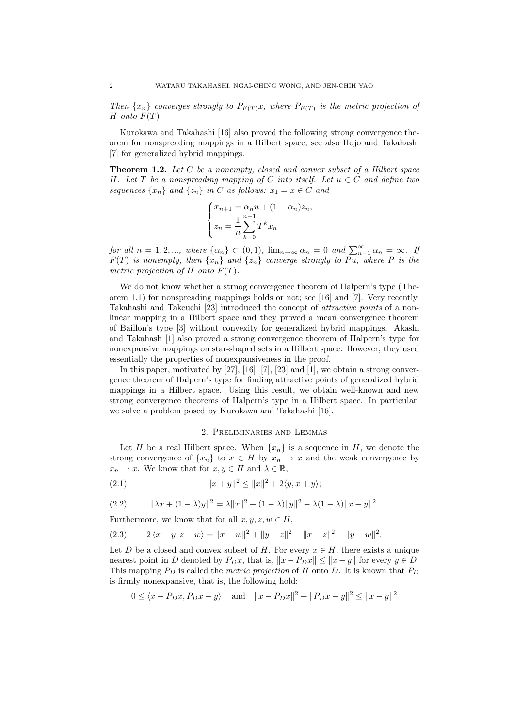*Then $\{x_n\}$ converges strongly to $P_{F(T)}x$, where $P_{F(T)}$ is the metric projection of $H$ onto $F(T)$.*

Kurokawa and Takahashi [16] also proved the following strong convergence theorem for nonspreading mappings in a Hilbert space; see also Hojo and Takahashi [7] for generalized hybrid mappings.

**Theorem 1.2.** *Let $C$ be a nonempty, closed and convex subset of a Hilbert space $H$. Let $T$ be a nonspreading mapping of $C$ into itself. Let $u \in C$ and define two sequences $\{x_n\}$ and $\{z_n\}$ in $C$ as follows: $x_1 = x \in C$ and*

$$
\begin{cases}
x_{n+1} = \alpha_n u + (1-\alpha_n) z_n, \\
z_n = \dfrac{1}{n} \displaystyle\sum_{k=0}^{n-1} T^k x_n
\end{cases}
$$

*for all $n = 1, 2, ...,$ where $\{\alpha_n\} \subset (0, 1)$, $\lim_{n\to\infty} \alpha_n = 0$ and $\sum_{n=1}^{\infty} \alpha_n = \infty$. If $F(T)$ is nonempty, then $\{x_n\}$ and $\{z_n\}$ converge strongly to $Pu$, where $P$ is the metric projection of $H$ onto $F(T)$.*

We do not know whether a strnog convergence theorem of Halpern's type (Theorem 1.1) for nonspreading mappings holds or not; see [16] and [7]. Very recently, Takahashi and Takeuchi [23] introduced the concept of *attractive points* of a nonlinear mapping in a Hilbert space and they proved a mean convergence theorem of Baillon's type [3] without convexity for generalized hybrid mappings. Akashi and Takahash [1] also proved a strong convergence theorem of Halpern's type for nonexpansive mappings on star-shaped sets in a Hilbert space. However, they used essentially the properties of nonexpansiveness in the proof.

In this paper, motivated by [27], [16], [7], [23] and [1], we obtain a strong convergence theorem of Halpern's type for finding attractive points of generalized hybrid mappings in a Hilbert space. Using this result, we obtain well-known and new strong convergence theorems of Halpern's type in a Hilbert space. In particular, we solve a problem posed by Kurokawa and Takahashi [16].

## 2. Preliminaries and Lemmas

Let $H$ be a real Hilbert space. When $\{x_n\}$ is a sequence in $H$, we denote the strong convergence of $\{x_n\}$ to $x \in H$ by $x_n \to x$ and the weak convergence by $x_n \rightharpoonup x$. We know that for $x, y \in H$ and $\lambda \in \mathbb{R}$,

$$
\|x + y\|^2 \le \|x\|^2 + 2\langle y, x + y\rangle; \tag{2.1}
$$

$$
\|\lambda x + (1-\lambda) y\|^2 = \lambda\|x\|^2 + (1-\lambda)\|y\|^2 - \lambda(1-\lambda)\|x - y\|^2. \tag{2.2}
$$

Furthermore, we know that for all $x, y, z, w \in H$,

$$
2\langle x - y, z - w\rangle = \|x - w\|^2 + \|y - z\|^2 - \|x - z\|^2 - \|y - w\|^2. \tag{2.3}
$$

Let $D$ be a closed and convex subset of $H$. For every $x \in H$, there exists a unique nearest point in $D$ denoted by $P_D x$, that is, $\|x - P_D x\| \le \|x - y\|$ for every $y \in D$. This mapping $P_D$ is called the *metric projection* of $H$ onto $D$. It is known that $P_D$ is firmly nonexpansive, that is, the following hold:

$$
0 \le \langle x - P_D x, P_D x - y\rangle \quad \text{and} \quad \|x - P_D x\|^2 + \|P_D x - y\|^2 \le \|x - y\|^2
$$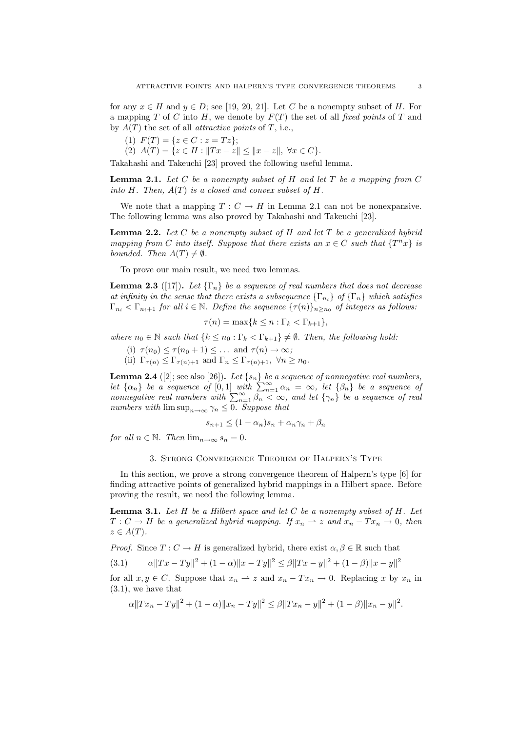for any $x \in H$ and $y \in D$; see [19, 20, 21]. Let $C$ be a nonempty subset of $H$. For a mapping $T$ of $C$ into $H$, we denote by $F(T)$ the set of all *fixed points* of $T$ and by $A(T)$ the set of all *attractive points* of $T$, i.e.,

(1) $F(T) = \{z \in C : z = Tz\}$;

(2) $A(T) = \{z \in H : \|Tx - z\| \leq \|x - z\|, \ \forall x \in C\}$.

Takahashi and Takeuchi [23] proved the following useful lemma.

**Lemma 2.1.** *Let $C$ be a nonempty subset of $H$ and let $T$ be a mapping from $C$ into $H$. Then, $A(T)$ is a closed and convex subset of $H$.*

We note that a mapping $T : C \to H$ in Lemma 2.1 can not be nonexpansive. The following lemma was also proved by Takahashi and Takeuchi [23].

**Lemma 2.2.** *Let $C$ be a nonempty subset of $H$ and let $T$ be a generalized hybrid mapping from $C$ into itself. Suppose that there exists an $x \in C$ such that $\{T^n x\}$ is bounded. Then $A(T) \neq \emptyset$.*

To prove our main result, we need two lemmas.

**Lemma 2.3** ([17])**.** *Let $\{\Gamma_n\}$ be a sequence of real numbers that does not decrease at infinity in the sense that there exists a subsequence $\{\Gamma_{n_i}\}$ of $\{\Gamma_n\}$ which satisfies $\Gamma_{n_i} < \Gamma_{n_i+1}$ for all $i \in \mathbb{N}$. Define the sequence $\{\tau(n)\}_{n \geq n_0}$ of integers as follows:*

$$\tau(n) = \max\{k \leq n : \Gamma_k < \Gamma_{k+1}\},$$

*where $n_0 \in \mathbb{N}$ such that $\{k \leq n_0 : \Gamma_k < \Gamma_{k+1}\} \neq \emptyset$. Then, the following hold:*

(i) $\tau(n_0) \leq \tau(n_0 + 1) \leq \ldots$ and $\tau(n) \to \infty$;

(ii) $\Gamma_{\tau(n)} \leq \Gamma_{\tau(n)+1}$ and $\Gamma_n \leq \Gamma_{\tau(n)+1}, \ \forall n \geq n_0$.

**Lemma 2.4** ([2]; see also [26])**.** *Let $\{s_n\}$ be a sequence of nonnegative real numbers, let $\{\alpha_n\}$ be a sequence of $[0, 1]$ with $\sum_{n=1}^{\infty} \alpha_n = \infty$, let $\{\beta_n\}$ be a sequence of nonnegative real numbers with $\sum_{n=1}^{\infty} \beta_n < \infty$, and let $\{\gamma_n\}$ be a sequence of real numbers with $\limsup_{n\to\infty} \gamma_n \leq 0$. Suppose that*

$$s_{n+1} \leq (1 - \alpha_n)s_n + \alpha_n \gamma_n + \beta_n$$

*for all $n \in \mathbb{N}$. Then $\lim_{n\to\infty} s_n = 0$.*

## 3. Strong Convergence Theorem of Halpern's Type

In this section, we prove a strong convergence theorem of Halpern's type [6] for finding attractive points of generalized hybrid mappings in a Hilbert space. Before proving the result, we need the following lemma.

**Lemma 3.1.** *Let $H$ be a Hilbert space and let $C$ be a nonempty subset of $H$. Let $T : C \to H$ be a generalized hybrid mapping. If $x_n \rightharpoonup z$ and $x_n - Tx_n \to 0$, then $z \in A(T)$.*

*Proof.* Since $T : C \to H$ is generalized hybrid, there exist $\alpha, \beta \in \mathbb{R}$ such that

$$\alpha\|Tx - Ty\|^2 + (1 - \alpha)\|x - Ty\|^2 \leq \beta\|Tx - y\|^2 + (1 - \beta)\|x - y\|^2 \tag{3.1}$$

for all $x, y \in C$. Suppose that $x_n \rightharpoonup z$ and $x_n - Tx_n \to 0$. Replacing $x$ by $x_n$ in (3.1), we have that

$$\alpha\|Tx_n - Ty\|^2 + (1 - \alpha)\|x_n - Ty\|^2 \leq \beta\|Tx_n - y\|^2 + (1 - \beta)\|x_n - y\|^2.$$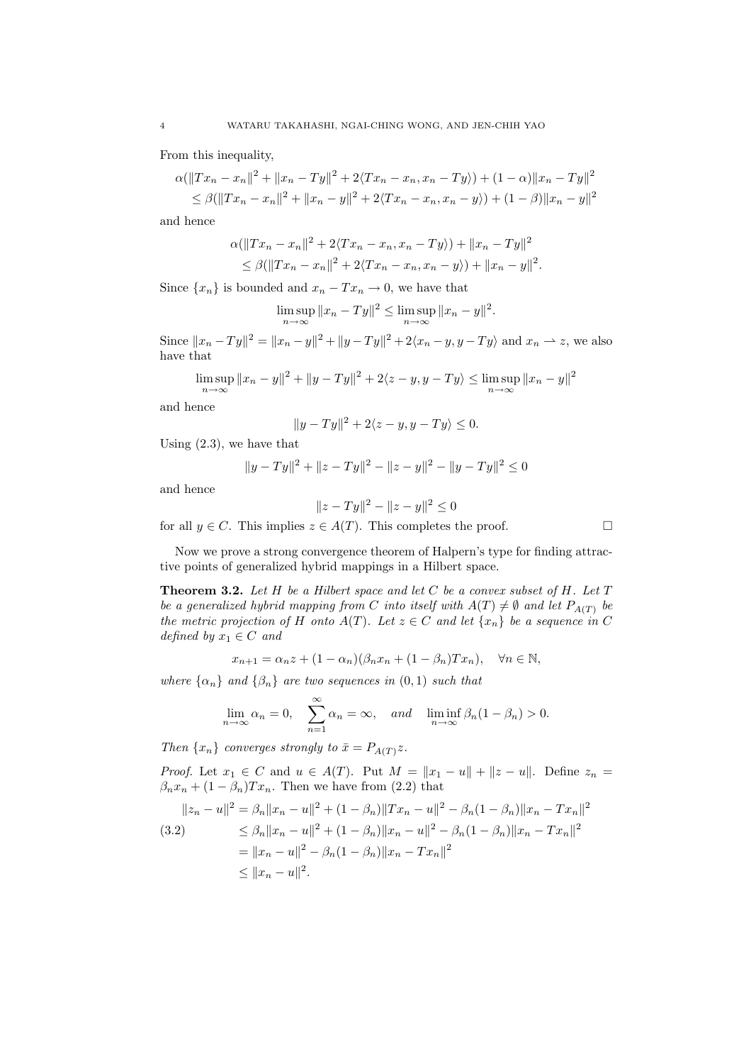From this inequality,

$$\alpha(\|Tx_n - x_n\|^2 + \|x_n - Ty\|^2 + 2\langle Tx_n - x_n, x_n - Ty\rangle) + (1-\alpha)\|x_n - Ty\|^2$$
$$\leq \beta(\|Tx_n - x_n\|^2 + \|x_n - y\|^2 + 2\langle Tx_n - x_n, x_n - y\rangle) + (1-\beta)\|x_n - y\|^2$$

and hence

$$\alpha(\|Tx_n - x_n\|^2 + 2\langle Tx_n - x_n, x_n - Ty\rangle) + \|x_n - Ty\|^2$$
$$\leq \beta(\|Tx_n - x_n\|^2 + 2\langle Tx_n - x_n, x_n - y\rangle) + \|x_n - y\|^2.$$

Since $\{x_n\}$ is bounded and $x_n - Tx_n \to 0$, we have that

$$\limsup_{n\to\infty} \|x_n - Ty\|^2 \leq \limsup_{n\to\infty} \|x_n - y\|^2.$$

Since $\|x_n - Ty\|^2 = \|x_n - y\|^2 + \|y - Ty\|^2 + 2\langle x_n - y, y - Ty\rangle$ and $x_n \rightharpoonup z$, we also have that

$$\limsup_{n\to\infty} \|x_n - y\|^2 + \|y - Ty\|^2 + 2\langle z - y, y - Ty\rangle \leq \limsup_{n\to\infty} \|x_n - y\|^2$$

and hence

$$\|y - Ty\|^2 + 2\langle z - y, y - Ty\rangle \leq 0.$$

Using (2.3), we have that

$$\|y - Ty\|^2 + \|z - Ty\|^2 - \|z - y\|^2 - \|y - Ty\|^2 \leq 0$$

and hence

$$\|z - Ty\|^2 - \|z - y\|^2 \leq 0$$

for all $y \in C$. This implies $z \in A(T)$. This completes the proof. □

Now we prove a strong convergence theorem of Halpern's type for finding attractive points of generalized hybrid mappings in a Hilbert space.

**Theorem 3.2.** *Let $H$ be a Hilbert space and let $C$ be a convex subset of $H$. Let $T$ be a generalized hybrid mapping from $C$ into itself with $A(T) \neq \emptyset$ and let $P_{A(T)}$ be the metric projection of $H$ onto $A(T)$. Let $z \in C$ and let $\{x_n\}$ be a sequence in $C$ defined by $x_1 \in C$ and*

$$x_{n+1} = \alpha_n z + (1-\alpha_n)(\beta_n x_n + (1-\beta_n)Tx_n), \quad \forall n \in \mathbb{N},$$

*where $\{\alpha_n\}$ and $\{\beta_n\}$ are two sequences in $(0,1)$ such that*

$$\lim_{n\to\infty} \alpha_n = 0, \quad \sum_{n=1}^{\infty} \alpha_n = \infty, \quad \text{and} \quad \liminf_{n\to\infty} \beta_n(1-\beta_n) > 0.$$

*Then $\{x_n\}$ converges strongly to $\bar{x} = P_{A(T)}z$.*

*Proof.* Let $x_1 \in C$ and $u \in A(T)$. Put $M = \|x_1 - u\| + \|z - u\|$. Define $z_n = \beta_n x_n + (1-\beta_n)Tx_n$. Then we have from (2.2) that

$$
\begin{aligned}
\|z_n - u\|^2 &= \beta_n\|x_n - u\|^2 + (1-\beta_n)\|Tx_n - u\|^2 - \beta_n(1-\beta_n)\|x_n - Tx_n\|^2 \\
&\leq \beta_n\|x_n - u\|^2 + (1-\beta_n)\|x_n - u\|^2 - \beta_n(1-\beta_n)\|x_n - Tx_n\|^2 \qquad (3.2)\\
&= \|x_n - u\|^2 - \beta_n(1-\beta_n)\|x_n - Tx_n\|^2 \\
&\leq \|x_n - u\|^2.
\end{aligned}
$$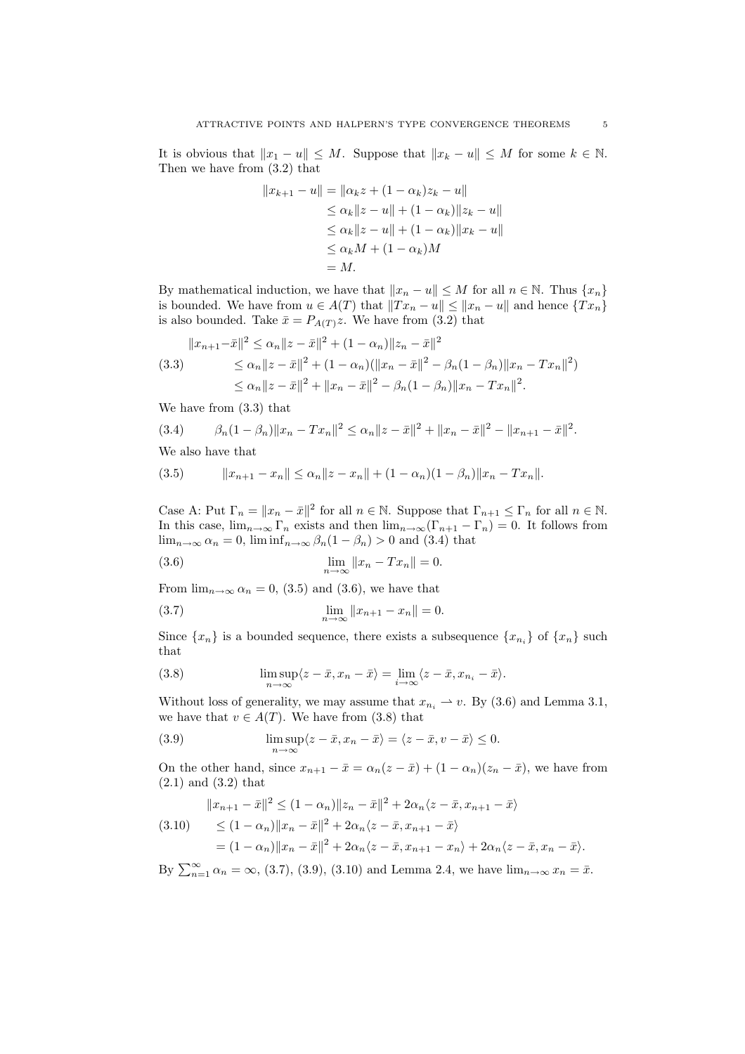It is obvious that $\|x_1 - u\| \leq M$. Suppose that $\|x_k - u\| \leq M$ for some $k \in \mathbb{N}$. Then we have from (3.2) that

$$\begin{aligned}
\|x_{k+1} - u\| &= \|\alpha_k z + (1-\alpha_k) z_k - u\| \\
&\leq \alpha_k \|z - u\| + (1-\alpha_k)\|z_k - u\| \\
&\leq \alpha_k \|z - u\| + (1-\alpha_k)\|x_k - u\| \\
&\leq \alpha_k M + (1-\alpha_k) M \\
&= M.
\end{aligned}$$

By mathematical induction, we have that $\|x_n - u\| \leq M$ for all $n \in \mathbb{N}$. Thus $\{x_n\}$ is bounded. We have from $u \in A(T)$ that $\|Tx_n - u\| \leq \|x_n - u\|$ and hence $\{Tx_n\}$ is also bounded. Take $\bar{x} = P_{A(T)} z$. We have from (3.2) that

$$\begin{aligned}
\|x_{n+1} - \bar{x}\|^2 &\leq \alpha_n \|z - \bar{x}\|^2 + (1-\alpha_n)\|z_n - \bar{x}\|^2 \\
&\leq \alpha_n \|z - \bar{x}\|^2 + (1-\alpha_n)(\|x_n - \bar{x}\|^2 - \beta_n(1-\beta_n)\|x_n - Tx_n\|^2) \\
&\leq \alpha_n \|z - \bar{x}\|^2 + \|x_n - \bar{x}\|^2 - \beta_n(1-\beta_n)\|x_n - Tx_n\|^2.
\end{aligned} \tag{3.3}$$

We have from (3.3) that

$$\beta_n(1-\beta_n)\|x_n - Tx_n\|^2 \leq \alpha_n \|z - \bar{x}\|^2 + \|x_n - \bar{x}\|^2 - \|x_{n+1} - \bar{x}\|^2. \tag{3.4}$$

We also have that

$$\|x_{n+1} - x_n\| \leq \alpha_n \|z - x_n\| + (1-\alpha_n)(1-\beta_n)\|x_n - Tx_n\|. \tag{3.5}$$

Case A: Put $\Gamma_n = \|x_n - \bar{x}\|^2$ for all $n \in \mathbb{N}$. Suppose that $\Gamma_{n+1} \leq \Gamma_n$ for all $n \in \mathbb{N}$. In this case, $\lim_{n\to\infty} \Gamma_n$ exists and then $\lim_{n\to\infty}(\Gamma_{n+1} - \Gamma_n) = 0$. It follows from $\lim_{n\to\infty} \alpha_n = 0$, $\liminf_{n\to\infty} \beta_n(1-\beta_n) > 0$ and (3.4) that

$$\lim_{n\to\infty} \|x_n - Tx_n\| = 0. \tag{3.6}$$

From $\lim_{n\to\infty} \alpha_n = 0$, (3.5) and (3.6), we have that

$$\lim_{n\to\infty} \|x_{n+1} - x_n\| = 0. \tag{3.7}$$

Since $\{x_n\}$ is a bounded sequence, there exists a subsequence $\{x_{n_i}\}$ of $\{x_n\}$ such that

$$\limsup_{n\to\infty} \langle z - \bar{x}, x_n - \bar{x} \rangle = \lim_{i\to\infty} \langle z - \bar{x}, x_{n_i} - \bar{x} \rangle. \tag{3.8}$$

Without loss of generality, we may assume that $x_{n_i} \rightharpoonup v$. By (3.6) and Lemma 3.1, we have that $v \in A(T)$. We have from (3.8) that

$$\limsup_{n\to\infty} \langle z - \bar{x}, x_n - \bar{x} \rangle = \langle z - \bar{x}, v - \bar{x} \rangle \leq 0. \tag{3.9}$$

On the other hand, since $x_{n+1} - \bar{x} = \alpha_n(z - \bar{x}) + (1-\alpha_n)(z_n - \bar{x})$, we have from (2.1) and (3.2) that

$$\begin{aligned}
\|x_{n+1} - \bar{x}\|^2 &\leq (1-\alpha_n)\|z_n - \bar{x}\|^2 + 2\alpha_n \langle z - \bar{x}, x_{n+1} - \bar{x} \rangle \\
&\leq (1-\alpha_n)\|x_n - \bar{x}\|^2 + 2\alpha_n \langle z - \bar{x}, x_{n+1} - \bar{x} \rangle \\
&= (1-\alpha_n)\|x_n - \bar{x}\|^2 + 2\alpha_n \langle z - \bar{x}, x_{n+1} - x_n \rangle + 2\alpha_n \langle z - \bar{x}, x_n - \bar{x} \rangle.
\end{aligned} \tag{3.10}$$

By $\sum_{n=1}^{\infty} \alpha_n = \infty$, (3.7), (3.9), (3.10) and Lemma 2.4, we have $\lim_{n\to\infty} x_n = \bar{x}$.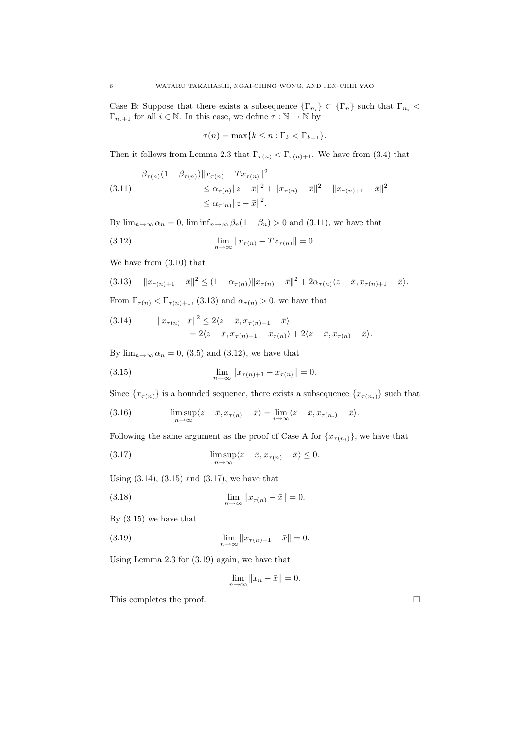Case B: Suppose that there exists a subsequence $\{\Gamma_{n_i}\} \subset \{\Gamma_n\}$ such that $\Gamma_{n_i} < \Gamma_{n_i+1}$ for all $i \in \mathbb{N}$. In this case, we define $\tau : \mathbb{N} \to \mathbb{N}$ by

$$\tau(n) = \max\{k \leq n : \Gamma_k < \Gamma_{k+1}\}.$$

Then it follows from Lemma 2.3 that $\Gamma_{\tau(n)} < \Gamma_{\tau(n)+1}$. We have from (3.4) that

$$\begin{aligned}
&\beta_{\tau(n)}(1-\beta_{\tau(n)})\|x_{\tau(n)} - Tx_{\tau(n)}\|^2 \\
&\qquad \leq \alpha_{\tau(n)}\|z - \bar{x}\|^2 + \|x_{\tau(n)} - \bar{x}\|^2 - \|x_{\tau(n)+1} - \bar{x}\|^2 \\
&\qquad \leq \alpha_{\tau(n)}\|z - \bar{x}\|^2.
\end{aligned} \tag{3.11}$$

By $\lim_{n\to\infty} \alpha_n = 0$, $\liminf_{n\to\infty} \beta_n(1-\beta_n) > 0$ and (3.11), we have that

$$\lim_{n\to\infty} \|x_{\tau(n)} - Tx_{\tau(n)}\| = 0. \tag{3.12}$$

We have from (3.10) that

$$\|x_{\tau(n)+1} - \bar{x}\|^2 \leq (1 - \alpha_{\tau(n)})\|x_{\tau(n)} - \bar{x}\|^2 + 2\alpha_{\tau(n)}\langle z - \bar{x}, x_{\tau(n)+1} - \bar{x}\rangle. \tag{3.13}$$

From $\Gamma_{\tau(n)} < \Gamma_{\tau(n)+1}$, (3.13) and $\alpha_{\tau(n)} > 0$, we have that

$$\begin{aligned}
\|x_{\tau(n)} - \bar{x}\|^2 &\leq 2\langle z - \bar{x}, x_{\tau(n)+1} - \bar{x}\rangle \\
&= 2\langle z - \bar{x}, x_{\tau(n)+1} - x_{\tau(n)}\rangle + 2\langle z - \bar{x}, x_{\tau(n)} - \bar{x}\rangle.
\end{aligned} \tag{3.14}$$

By $\lim_{n\to\infty} \alpha_n = 0$, (3.5) and (3.12), we have that

$$\lim_{n\to\infty} \|x_{\tau(n)+1} - x_{\tau(n)}\| = 0. \tag{3.15}$$

Since $\{x_{\tau(n)}\}$ is a bounded sequence, there exists a subsequence $\{x_{\tau(n_i)}\}$ such that

$$\limsup_{n\to\infty} \langle z - \bar{x}, x_{\tau(n)} - \bar{x}\rangle = \lim_{i\to\infty} \langle z - \bar{x}, x_{\tau(n_i)} - \bar{x}\rangle. \tag{3.16}$$

Following the same argument as the proof of Case A for $\{x_{\tau(n_i)}\}$, we have that

$$\limsup_{n\to\infty} \langle z - \bar{x}, x_{\tau(n)} - \bar{x}\rangle \leq 0. \tag{3.17}$$

Using (3.14), (3.15) and (3.17), we have that

$$\lim_{n\to\infty} \|x_{\tau(n)} - \bar{x}\| = 0. \tag{3.18}$$

By (3.15) we have that

$$\lim_{n\to\infty} \|x_{\tau(n)+1} - \bar{x}\| = 0. \tag{3.19}$$

Using Lemma 2.3 for (3.19) again, we have that

$$\lim_{n\to\infty} \|x_n - \bar{x}\| = 0.$$

This completes the proof. $\square$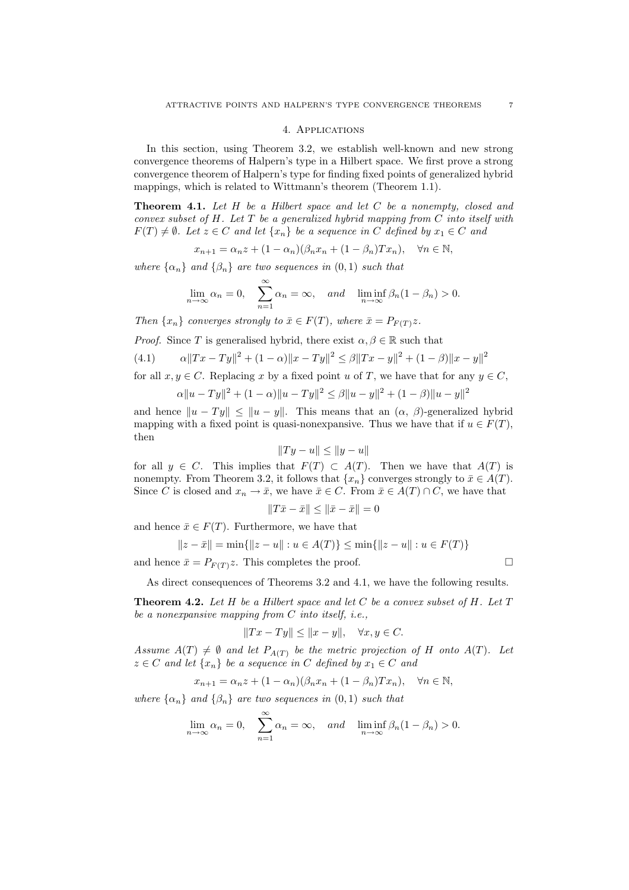## 4. Applications

In this section, using Theorem 3.2, we establish well-known and new strong convergence theorems of Halpern's type in a Hilbert space. We first prove a strong convergence theorem of Halpern's type for finding fixed points of generalized hybrid mappings, which is related to Wittmann's theorem (Theorem 1.1).

**Theorem 4.1.** *Let $H$ be a Hilbert space and let $C$ be a nonempty, closed and convex subset of $H$. Let $T$ be a generalized hybrid mapping from $C$ into itself with $F(T) \neq \emptyset$. Let $z \in C$ and let $\{x_n\}$ be a sequence in $C$ defined by $x_1 \in C$ and*

$$x_{n+1} = \alpha_n z + (1 - \alpha_n)(\beta_n x_n + (1 - \beta_n)Tx_n), \quad \forall n \in \mathbb{N},$$

*where $\{\alpha_n\}$ and $\{\beta_n\}$ are two sequences in $(0, 1)$ such that*

$$\lim_{n\to\infty} \alpha_n = 0, \quad \sum_{n=1}^{\infty} \alpha_n = \infty, \quad \text{and} \quad \liminf_{n\to\infty} \beta_n(1 - \beta_n) > 0.$$

*Then $\{x_n\}$ converges strongly to $\bar{x} \in F(T)$, where $\bar{x} = P_{F(T)}z$.*

*Proof.* Since $T$ is generalised hybrid, there exist $\alpha, \beta \in \mathbb{R}$ such that

$$\alpha\|Tx - Ty\|^2 + (1 - \alpha)\|x - Ty\|^2 \leq \beta\|Tx - y\|^2 + (1 - \beta)\|x - y\|^2 \tag{4.1}$$

for all $x, y \in C$. Replacing $x$ by a fixed point $u$ of $T$, we have that for any $y \in C$,

$$\alpha\|u - Ty\|^2 + (1 - \alpha)\|u - Ty\|^2 \leq \beta\|u - y\|^2 + (1 - \beta)\|u - y\|^2$$

and hence $\|u - Ty\| \leq \|u - y\|$. This means that an ($\alpha$, $\beta$)-generalized hybrid mapping with a fixed point is quasi-nonexpansive. Thus we have that if $u \in F(T)$, then

$$\|Ty - u\| \leq \|y - u\|$$

for all $y \in C$. This implies that $F(T) \subset A(T)$. Then we have that $A(T)$ is nonempty. From Theorem 3.2, it follows that $\{x_n\}$ converges strongly to $\bar{x} \in A(T)$. Since $C$ is closed and $x_n \to \bar{x}$, we have $\bar{x} \in C$. From $\bar{x} \in A(T) \cap C$, we have that

$$\|T\bar{x} - \bar{x}\| \leq \|\bar{x} - \bar{x}\| = 0$$

and hence $\bar{x} \in F(T)$. Furthermore, we have that

$$\|z - \bar{x}\| = \min\{\|z - u\| : u \in A(T)\} \leq \min\{\|z - u\| : u \in F(T)\}$$

and hence $\bar{x} = P_{F(T)}z$. This completes the proof. $\square$

As direct consequences of Theorems 3.2 and 4.1, we have the following results.

**Theorem 4.2.** *Let $H$ be a Hilbert space and let $C$ be a convex subset of $H$. Let $T$ be a nonexpansive mapping from $C$ into itself, i.e.,*

$$\|Tx - Ty\| \leq \|x - y\|, \quad \forall x, y \in C.$$

*Assume $A(T) \neq \emptyset$ and let $P_{A(T)}$ be the metric projection of $H$ onto $A(T)$. Let $z \in C$ and let $\{x_n\}$ be a sequence in $C$ defined by $x_1 \in C$ and*

$$x_{n+1} = \alpha_n z + (1 - \alpha_n)(\beta_n x_n + (1 - \beta_n)Tx_n), \quad \forall n \in \mathbb{N},$$

*where $\{\alpha_n\}$ and $\{\beta_n\}$ are two sequences in $(0, 1)$ such that*

$$\lim_{n\to\infty} \alpha_n = 0, \quad \sum_{n=1}^{\infty} \alpha_n = \infty, \quad \text{and} \quad \liminf_{n\to\infty} \beta_n(1 - \beta_n) > 0.$$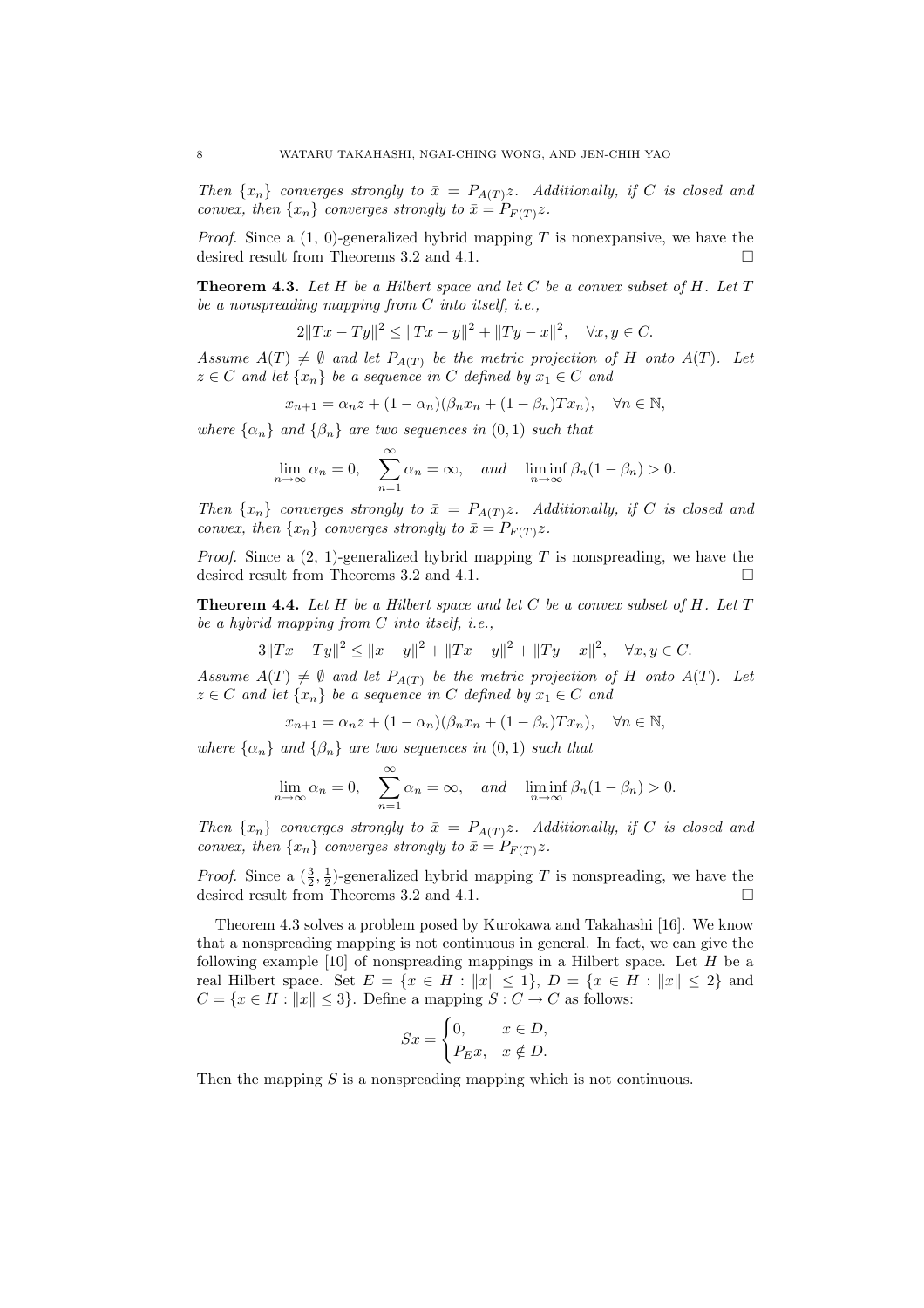*Then $\{x_n\}$ converges strongly to $\bar{x} = P_{A(T)}z$. Additionally, if $C$ is closed and convex, then $\{x_n\}$ converges strongly to $\bar{x} = P_{F(T)}z$.*

*Proof.* Since a (1, 0)-generalized hybrid mapping $T$ is nonexpansive, we have the desired result from Theorems 3.2 and 4.1. □

**Theorem 4.3.** *Let $H$ be a Hilbert space and let $C$ be a convex subset of $H$. Let $T$ be a nonspreading mapping from $C$ into itself, i.e.,*

$$2\|Tx - Ty\|^2 \le \|Tx - y\|^2 + \|Ty - x\|^2, \quad \forall x, y \in C.$$

*Assume $A(T) \neq \emptyset$ and let $P_{A(T)}$ be the metric projection of $H$ onto $A(T)$. Let $z \in C$ and let $\{x_n\}$ be a sequence in $C$ defined by $x_1 \in C$ and*

$$x_{n+1} = \alpha_n z + (1 - \alpha_n)(\beta_n x_n + (1 - \beta_n)Tx_n), \quad \forall n \in \mathbb{N},$$

*where $\{\alpha_n\}$ and $\{\beta_n\}$ are two sequences in $(0, 1)$ such that*

$$\lim_{n\to\infty} \alpha_n = 0, \quad \sum_{n=1}^{\infty} \alpha_n = \infty, \quad and \quad \liminf_{n\to\infty} \beta_n(1 - \beta_n) > 0.$$

*Then $\{x_n\}$ converges strongly to $\bar{x} = P_{A(T)}z$. Additionally, if $C$ is closed and convex, then $\{x_n\}$ converges strongly to $\bar{x} = P_{F(T)}z$.*

*Proof.* Since a (2, 1)-generalized hybrid mapping $T$ is nonspreading, we have the desired result from Theorems 3.2 and 4.1. □

**Theorem 4.4.** *Let $H$ be a Hilbert space and let $C$ be a convex subset of $H$. Let $T$ be a hybrid mapping from $C$ into itself, i.e.,*

$$3\|Tx - Ty\|^2 \le \|x - y\|^2 + \|Tx - y\|^2 + \|Ty - x\|^2, \quad \forall x, y \in C.$$

*Assume $A(T) \neq \emptyset$ and let $P_{A(T)}$ be the metric projection of $H$ onto $A(T)$. Let $z \in C$ and let $\{x_n\}$ be a sequence in $C$ defined by $x_1 \in C$ and*

$$x_{n+1} = \alpha_n z + (1 - \alpha_n)(\beta_n x_n + (1 - \beta_n)Tx_n), \quad \forall n \in \mathbb{N},$$

*where $\{\alpha_n\}$ and $\{\beta_n\}$ are two sequences in $(0, 1)$ such that*

$$\lim_{n\to\infty} \alpha_n = 0, \quad \sum_{n=1}^{\infty} \alpha_n = \infty, \quad and \quad \liminf_{n\to\infty} \beta_n(1 - \beta_n) > 0.$$

*Then $\{x_n\}$ converges strongly to $\bar{x} = P_{A(T)}z$. Additionally, if $C$ is closed and convex, then $\{x_n\}$ converges strongly to $\bar{x} = P_{F(T)}z$.*

*Proof.* Since a $(\frac{3}{2}, \frac{1}{2})$-generalized hybrid mapping $T$ is nonspreading, we have the desired result from Theorems 3.2 and 4.1. □

Theorem 4.3 solves a problem posed by Kurokawa and Takahashi [16]. We know that a nonspreading mapping is not continuous in general. In fact, we can give the following example [10] of nonspreading mappings in a Hilbert space. Let $H$ be a real Hilbert space. Set $E = \{x \in H : \|x\| \le 1\}$, $D = \{x \in H : \|x\| \le 2\}$ and $C = \{x \in H : \|x\| \le 3\}$. Define a mapping $S : C \to C$ as follows:

$$Sx = \begin{cases} 0, & x \in D, \\ P_E x, & x \notin D. \end{cases}$$

Then the mapping $S$ is a nonspreading mapping which is not continuous.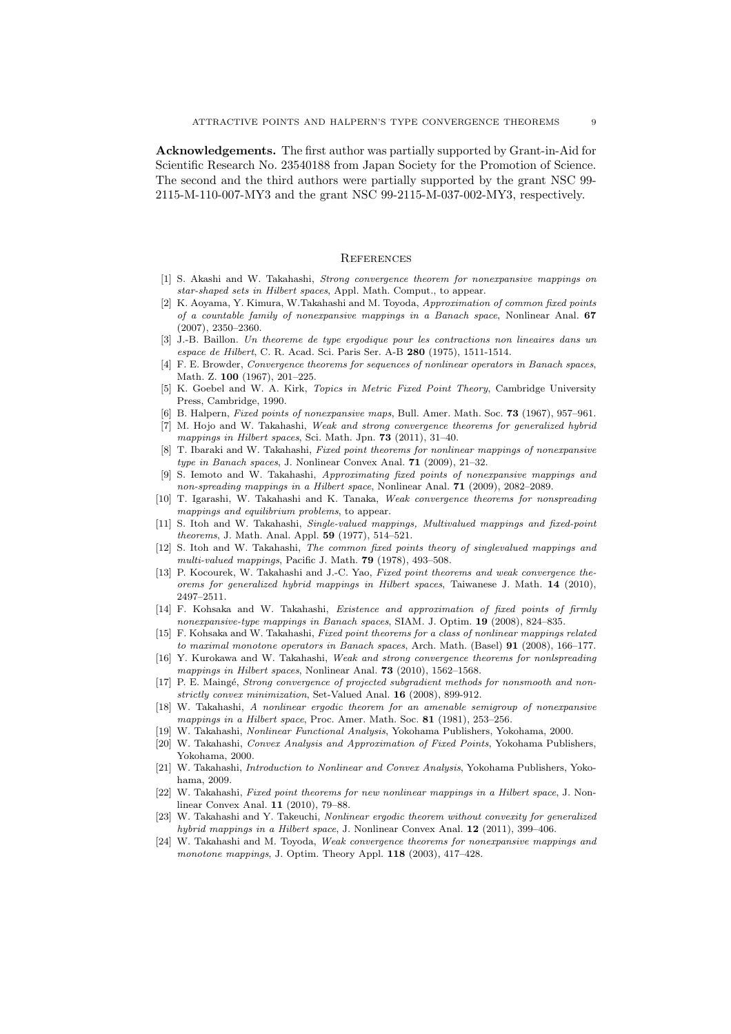**Acknowledgements.** The first author was partially supported by Grant-in-Aid for Scientific Research No. 23540188 from Japan Society for the Promotion of Science. The second and the third authors were partially supported by the grant NSC 99-2115-M-110-007-MY3 and the grant NSC 99-2115-M-037-002-MY3, respectively.

## References

[1] S. Akashi and W. Takahashi, *Strong convergence theorem for nonexpansive mappings on star-shaped sets in Hilbert spaces*, Appl. Math. Comput., to appear.

[2] K. Aoyama, Y. Kimura, W.Takahashi and M. Toyoda, *Approximation of common fixed points of a countable family of nonexpansive mappings in a Banach space*, Nonlinear Anal. **67** (2007), 2350–2360.

[3] J.-B. Baillon. *Un theoreme de type ergodique pour les contractions non lineaires dans un espace de Hilbert*, C. R. Acad. Sci. Paris Ser. A-B **280** (1975), 1511-1514.

[4] F. E. Browder, *Convergence theorems for sequences of nonlinear operators in Banach spaces*, Math. Z. **100** (1967), 201–225.

[5] K. Goebel and W. A. Kirk, *Topics in Metric Fixed Point Theory*, Cambridge University Press, Cambridge, 1990.

[6] B. Halpern, *Fixed points of nonexpansive maps*, Bull. Amer. Math. Soc. **73** (1967), 957–961.

[7] M. Hojo and W. Takahashi, *Weak and strong convergence theorems for generalized hybrid mappings in Hilbert spaces*, Sci. Math. Jpn. **73** (2011), 31–40.

[8] T. Ibaraki and W. Takahashi, *Fixed point theorems for nonlinear mappings of nonexpansive type in Banach spaces*, J. Nonlinear Convex Anal. **71** (2009), 21–32.

[9] S. Iemoto and W. Takahashi, *Approximating fixed points of nonexpansive mappings and non-spreading mappings in a Hilbert space*, Nonlinear Anal. **71** (2009), 2082–2089.

[10] T. Igarashi, W. Takahashi and K. Tanaka, *Weak convergence theorems for nonspreading mappings and equilibrium problems*, to appear.

[11] S. Itoh and W. Takahashi, *Single-valued mappings, Multivalued mappings and fixed-point theorems*, J. Math. Anal. Appl. **59** (1977), 514–521.

[12] S. Itoh and W. Takahashi, *The common fixed points theory of singlevalued mappings and multi-valued mappings*, Pacific J. Math. **79** (1978), 493–508.

[13] P. Kocourek, W. Takahashi and J.-C. Yao, *Fixed point theorems and weak convergence theorems for generalized hybrid mappings in Hilbert spaces*, Taiwanese J. Math. **14** (2010), 2497–2511.

[14] F. Kohsaka and W. Takahashi, *Existence and approximation of fixed points of firmly nonexpansive-type mappings in Banach spaces*, SIAM. J. Optim. **19** (2008), 824–835.

[15] F. Kohsaka and W. Takahashi, *Fixed point theorems for a class of nonlinear mappings related to maximal monotone operators in Banach spaces*, Arch. Math. (Basel) **91** (2008), 166–177.

[16] Y. Kurokawa and W. Takahashi, *Weak and strong convergence theorems for nonlspreading mappings in Hilbert spaces*, Nonlinear Anal. **73** (2010), 1562–1568.

[17] P. E. Maingé, *Strong convergence of projected subgradient methods for nonsmooth and nonstrictly convex minimization*, Set-Valued Anal. **16** (2008), 899-912.

[18] W. Takahashi, *A nonlinear ergodic theorem for an amenable semigroup of nonexpansive mappings in a Hilbert space*, Proc. Amer. Math. Soc. **81** (1981), 253–256.

[19] W. Takahashi, *Nonlinear Functional Analysis*, Yokohama Publishers, Yokohama, 2000.

[20] W. Takahashi, *Convex Analysis and Approximation of Fixed Points*, Yokohama Publishers, Yokohama, 2000.

[21] W. Takahashi, *Introduction to Nonlinear and Convex Analysis*, Yokohama Publishers, Yokohama, 2009.

[22] W. Takahashi, *Fixed point theorems for new nonlinear mappings in a Hilbert space*, J. Nonlinear Convex Anal. **11** (2010), 79–88.

[23] W. Takahashi and Y. Takeuchi, *Nonlinear ergodic theorem without convexity for generalized hybrid mappings in a Hilbert space*, J. Nonlinear Convex Anal. **12** (2011), 399–406.

[24] W. Takahashi and M. Toyoda, *Weak convergence theorems for nonexpansive mappings and monotone mappings*, J. Optim. Theory Appl. **118** (2003), 417–428.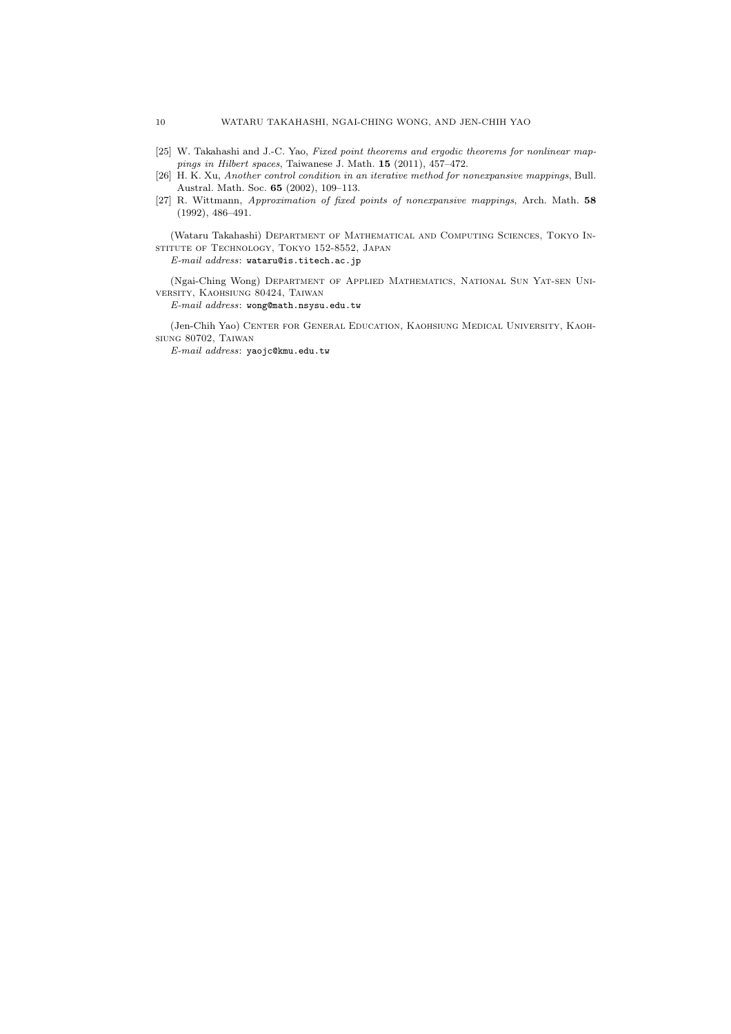[25] W. Takahashi and J.-C. Yao, *Fixed point theorems and ergodic theorems for nonlinear mappings in Hilbert spaces*, Taiwanese J. Math. **15** (2011), 457–472.

[26] H. K. Xu, *Another control condition in an iterative method for nonexpansive mappings*, Bull. Austral. Math. Soc. **65** (2002), 109–113.

[27] R. Wittmann, *Approximation of fixed points of nonexpansive mappings*, Arch. Math. **58** (1992), 486–491.

(Wataru Takahashi) Department of Mathematical and Computing Sciences, Tokyo Institute of Technology, Tokyo 152-8552, Japan

*E-mail address*: `wataru@is.titech.ac.jp`

(Ngai-Ching Wong) Department of Applied Mathematics, National Sun Yat-sen University, Kaohsiung 80424, Taiwan

*E-mail address*: `wong@math.nsysu.edu.tw`

(Jen-Chih Yao) Center for General Education, Kaohsiung Medical University, Kaohsiung 80702, Taiwan

*E-mail address*: `yaojc@kmu.edu.tw`